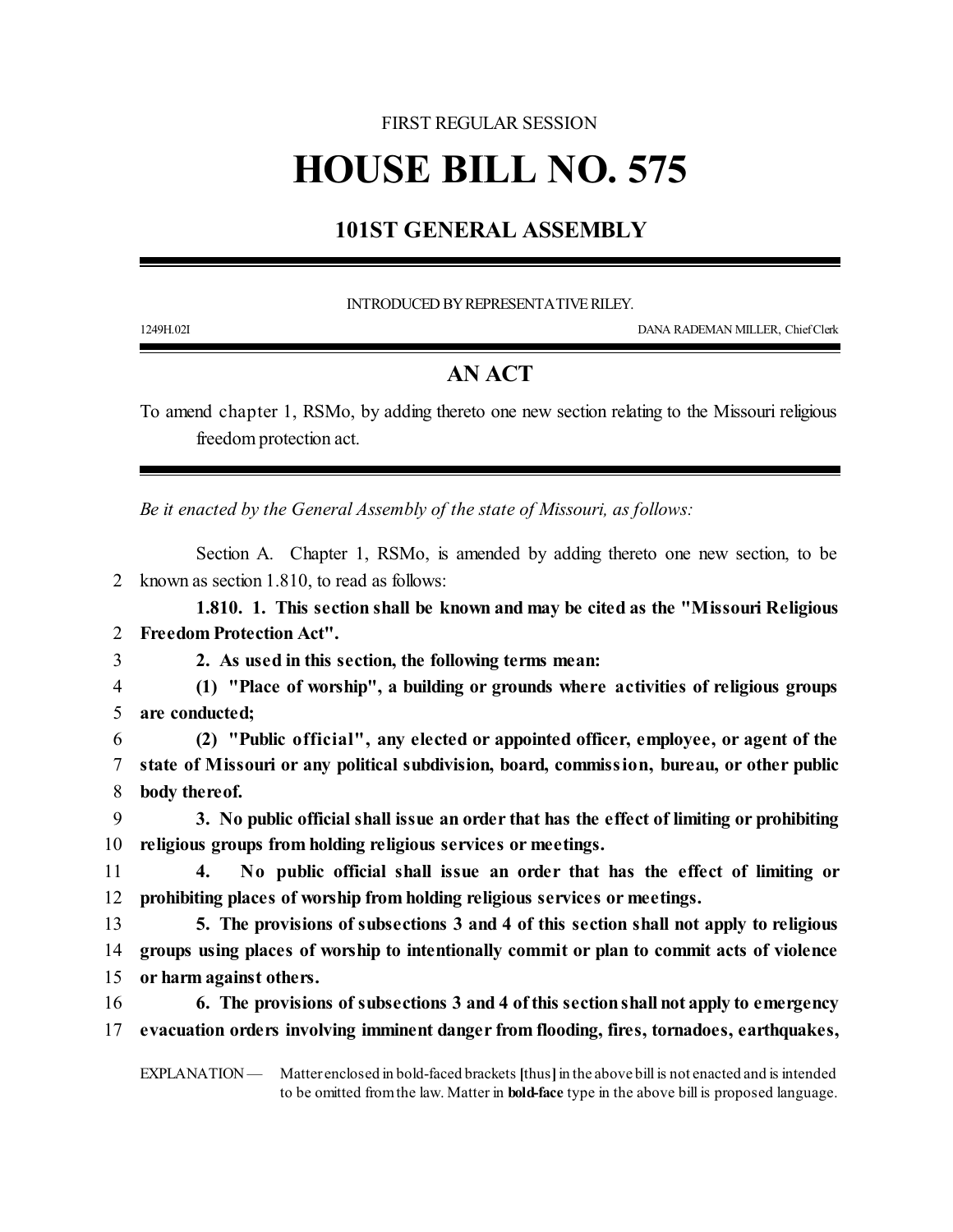FIRST REGULAR SESSION

# HOUSE BILL NO. 575

## 101ST GENERAL ASSEMBLY

INTRODUCED BY REPRESENTATIVE RILEY.

1249H.02I DANA RADEMAN MILLER, Chief Clerk

## AN ACT

To amend chapter 1, RSMo, by adding thereto one new section relating to the Missouri religious freedom protection act.

---

*Be it enacted by the General Assembly of the state of Missouri, as follows:*

Section A. Chapter 1, RSMo, is amended by adding thereto one new section, to be known as section 1.810, to read as follows:

**1.810. 1. This section shall be known and may be cited as the "Missouri Religious Freedom Protection Act".**

**2. As used in this section, the following terms mean:**

**(1) "Place of worship", a building or grounds where activities of religious groups are conducted;**

**(2) "Public official", any elected or appointed officer, employee, or agent of the state of Missouri or any political subdivision, board, commission, bureau, or other public body thereof.**

**3. No public official shall issue an order that has the effect of limiting or prohibiting religious groups from holding religious services or meetings.**

**4. No public official shall issue an order that has the effect of limiting or prohibiting places of worship from holding religious services or meetings.**

**5. The provisions of subsections 3 and 4 of this section shall not apply to religious groups using places of worship to intentionally commit or plan to commit acts of violence or harm against others.**

**6. The provisions of subsections 3 and 4 of this section shall not apply to emergency evacuation orders involving imminent danger from flooding, fires, tornadoes, earthquakes,**

EXPLANATION — Matter enclosed in bold-faced brackets **[**thus**]** in the above bill is not enacted and is intended to be omitted from the law. Matter in **bold-face** type in the above bill is proposed language.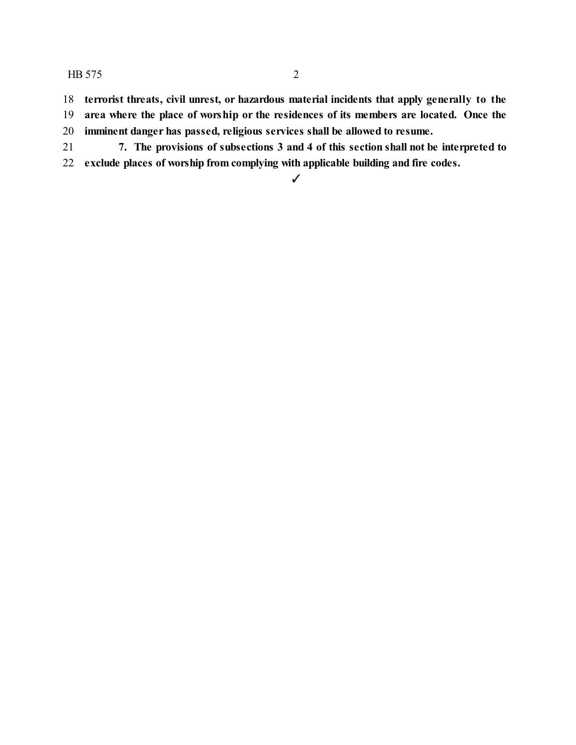**terrorist threats, civil unrest, or hazardous material incidents that apply generally to the area where the place of worship or the residences of its members are located. Once the imminent danger has passed, religious services shall be allowed to resume.**

**7. The provisions of subsections 3 and 4 of this section shall not be interpreted to exclude places of worship from complying with applicable building and fire codes.**

✓